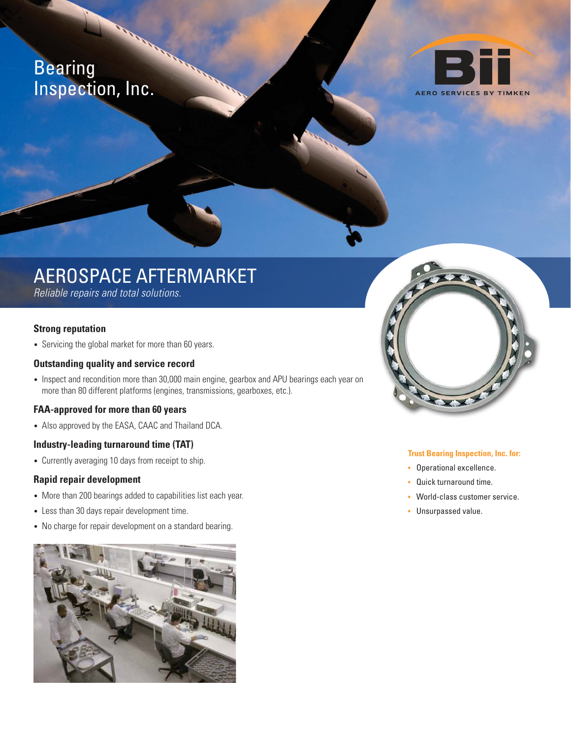# Bearing Inspection, Inc.

AERO SERVICES BY TIMKEN

## AEROSPACE AFTERMARKET

*Reliable repairs and total solutions.*

### Strong reputation

- Servicing the global market for more than 60 years.

### Outstanding quality and service record

- Inspect and recondition more than 30,000 main engine, gearbox and APU bearings each year on more than 80 different platforms (engines, transmissions, gearboxes, etc.).

### FAA-approved for more than 60 years

- Also approved by the EASA, CAAC and Thailand DCA.

### Industry-leading turnaround time (TAT)

- Currently averaging 10 days from receipt to ship.

### Rapid repair development

- More than 200 bearings added to capabilities list each year.
- Less than 30 days repair development time.
- No charge for repair development on a standard bearing.

**Trust Bearing Inspection, Inc. for:**

- Operational excellence.
- Quick turnaround time.
- World-class customer service.
- Unsurpassed value.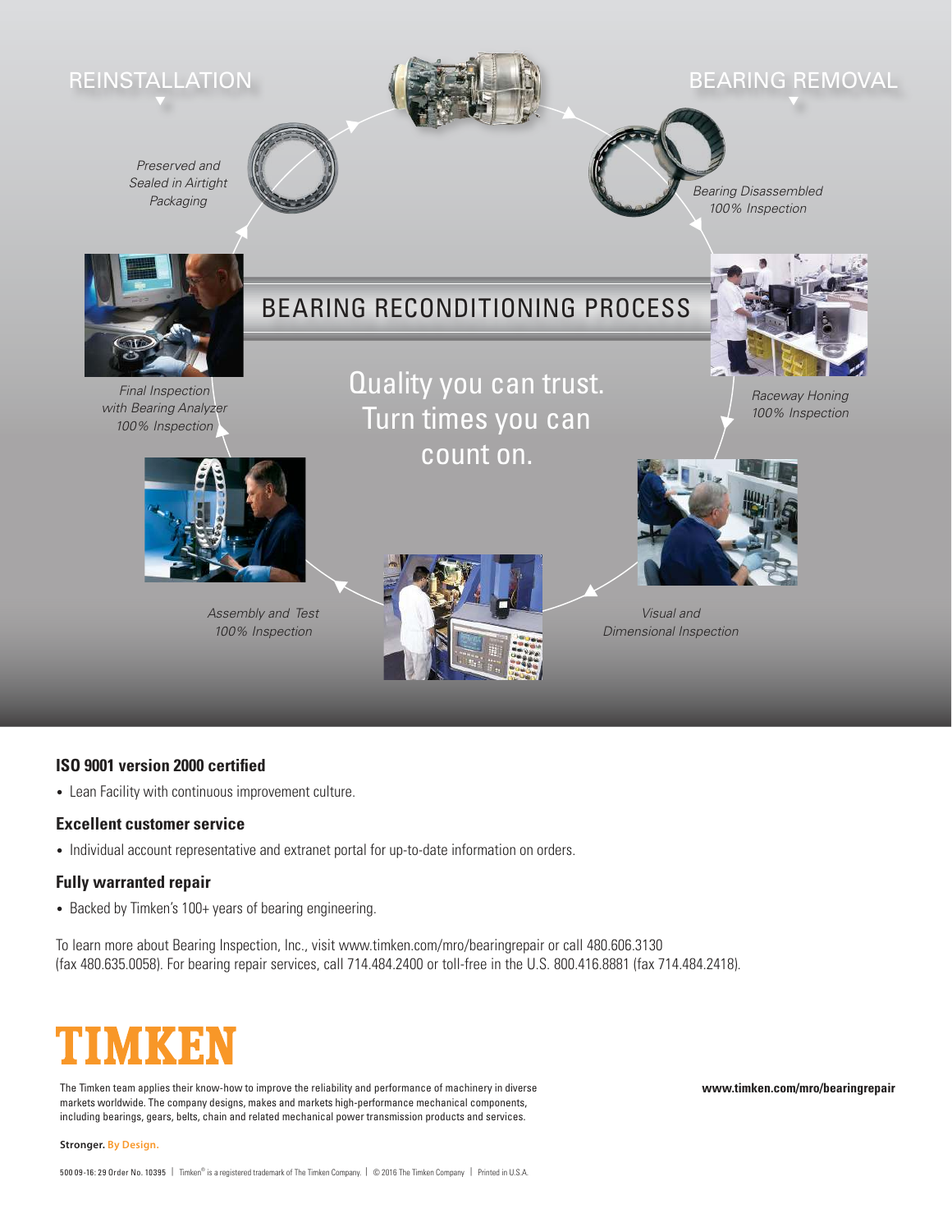REINSTALLATION

BEARING REMOVAL

*Preserved and Sealed in Airtight Packaging*

*Bearing Disassembled 100% Inspection*

## BEARING RECONDITIONING PROCESS

*Final Inspection with Bearing Analyzer 100% Inspection*

Quality you can trust. Turn times you can count on.

*Raceway Honing 100% Inspection*

*Assembly and Test 100% Inspection*

*Visual and Dimensional Inspection*

### ISO 9001 version 2000 certified

- Lean Facility with continuous improvement culture.

### Excellent customer service

- Individual account representative and extranet portal for up-to-date information on orders.

### Fully warranted repair

- Backed by Timken's 100+ years of bearing engineering.

To learn more about Bearing Inspection, Inc., visit www.timken.com/mro/bearingrepair or call 480.606.3130 (fax 480.635.0058). For bearing repair services, call 714.484.2400 or toll-free in the U.S. 800.416.8881 (fax 714.484.2418).

# TIMKEN

The Timken team applies their know-how to improve the reliability and performance of machinery in diverse markets worldwide. The company designs, makes and markets high-performance mechanical components, including bearings, gears, belts, chain and related mechanical power transmission products and services.

**www.timken.com/mro/bearingrepair**

**Stronger. By Design.**

500 09-16: 29 Order No. 10395 | Timken® is a registered trademark of The Timken Company. | © 2016 The Timken Company | Printed in U.S.A.